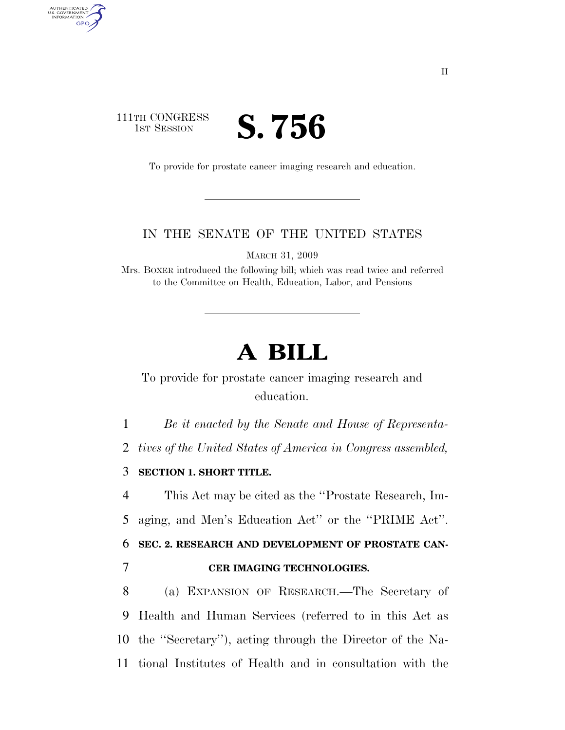II

111TH CONGRESS
1ST SESSION

# S. 756

To provide for prostate cancer imaging research and education.

---

IN THE SENATE OF THE UNITED STATES

MARCH 31, 2009

Mrs. BOXER introduced the following bill; which was read twice and referred to the Committee on Health, Education, Labor, and Pensions

---

# A BILL

To provide for prostate cancer imaging research and education.

1 *Be it enacted by the Senate and House of Representa-*
2 *tives of the United States of America in Congress assembled,*

3 **SECTION 1. SHORT TITLE.**

4 This Act may be cited as the ''Prostate Research, Im-
5 aging, and Men's Education Act'' or the ''PRIME Act''.

6 **SEC. 2. RESEARCH AND DEVELOPMENT OF PROSTATE CAN-**
7 **CER IMAGING TECHNOLOGIES.**

8 (a) EXPANSION OF RESEARCH.—The Secretary of
9 Health and Human Services (referred to in this Act as
10 the ''Secretary''), acting through the Director of the Na-
11 tional Institutes of Health and in consultation with the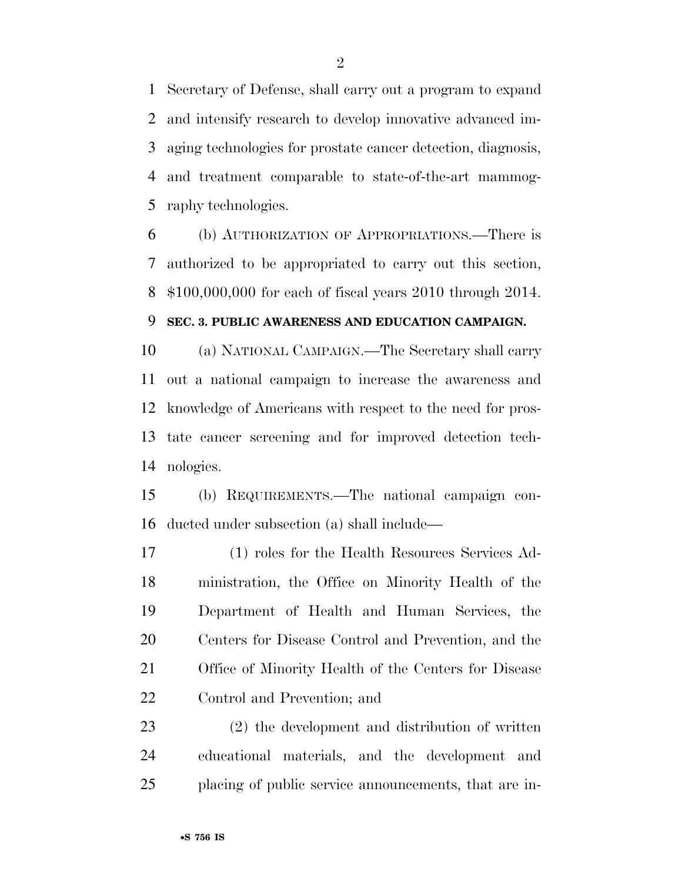Secretary of Defense, shall carry out a program to expand and intensify research to develop innovative advanced imaging technologies for prostate cancer detection, diagnosis, and treatment comparable to state-of-the-art mammography technologies.

(b) AUTHORIZATION OF APPROPRIATIONS.—There is authorized to be appropriated to carry out this section, $100,000,000 for each of fiscal years 2010 through 2014.

**SEC. 3. PUBLIC AWARENESS AND EDUCATION CAMPAIGN.**

(a) NATIONAL CAMPAIGN.—The Secretary shall carry out a national campaign to increase the awareness and knowledge of Americans with respect to the need for prostate cancer screening and for improved detection technologies.

(b) REQUIREMENTS.—The national campaign conducted under subsection (a) shall include—

(1) roles for the Health Resources Services Administration, the Office on Minority Health of the Department of Health and Human Services, the Centers for Disease Control and Prevention, and the Office of Minority Health of the Centers for Disease Control and Prevention; and

(2) the development and distribution of written educational materials, and the development and placing of public service announcements, that are in-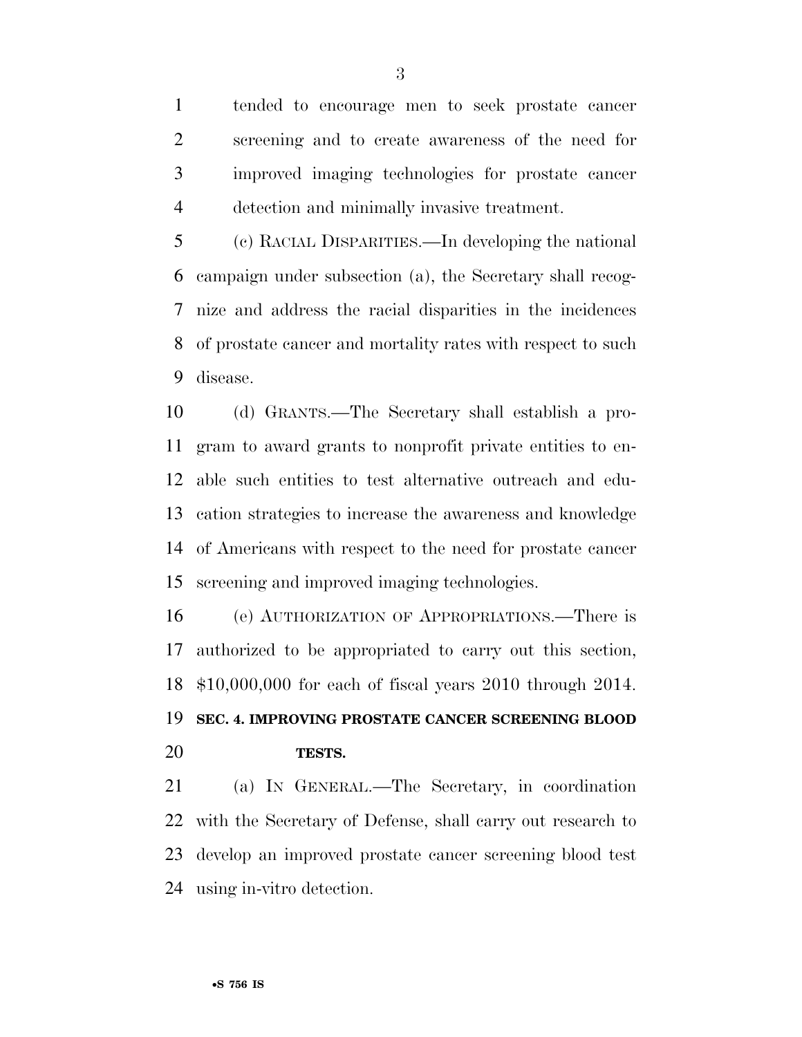tended to encourage men to seek prostate cancer screening and to create awareness of the need for improved imaging technologies for prostate cancer detection and minimally invasive treatment.

(c) RACIAL DISPARITIES.—In developing the national campaign under subsection (a), the Secretary shall recognize and address the racial disparities in the incidences of prostate cancer and mortality rates with respect to such disease.

(d) GRANTS.—The Secretary shall establish a program to award grants to nonprofit private entities to enable such entities to test alternative outreach and education strategies to increase the awareness and knowledge of Americans with respect to the need for prostate cancer screening and improved imaging technologies.

(e) AUTHORIZATION OF APPROPRIATIONS.—There is authorized to be appropriated to carry out this section, $10,000,000 for each of fiscal years 2010 through 2014.

**SEC. 4. IMPROVING PROSTATE CANCER SCREENING BLOOD TESTS.**

(a) IN GENERAL.—The Secretary, in coordination with the Secretary of Defense, shall carry out research to develop an improved prostate cancer screening blood test using in-vitro detection.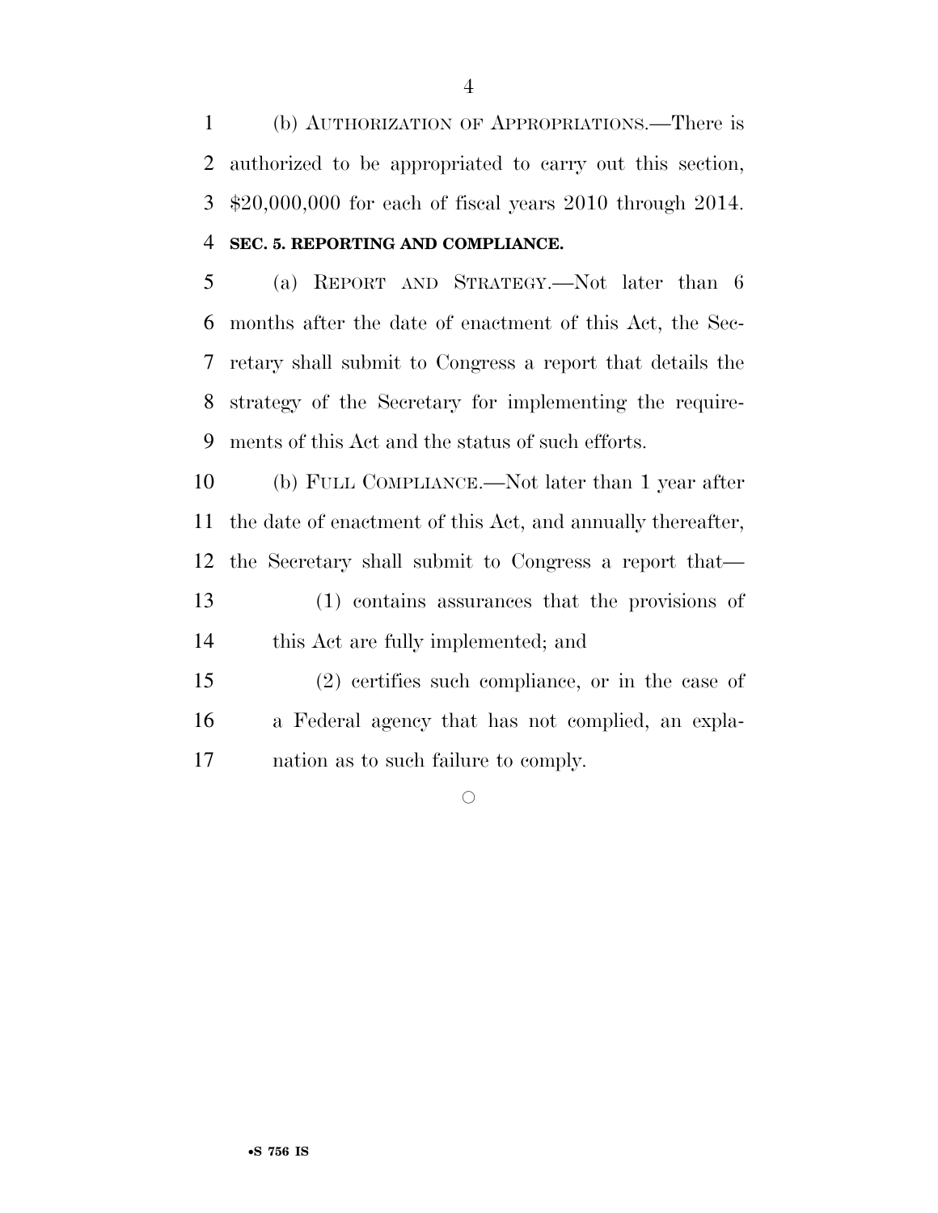(b) AUTHORIZATION OF APPROPRIATIONS.—There is authorized to be appropriated to carry out this section, $20,000,000 for each of fiscal years 2010 through 2014.

**SEC. 5. REPORTING AND COMPLIANCE.**

(a) REPORT AND STRATEGY.—Not later than 6 months after the date of enactment of this Act, the Secretary shall submit to Congress a report that details the strategy of the Secretary for implementing the requirements of this Act and the status of such efforts.

(b) FULL COMPLIANCE.—Not later than 1 year after the date of enactment of this Act, and annually thereafter, the Secretary shall submit to Congress a report that—

(1) contains assurances that the provisions of this Act are fully implemented; and

(2) certifies such compliance, or in the case of a Federal agency that has not complied, an explanation as to such failure to comply.

○